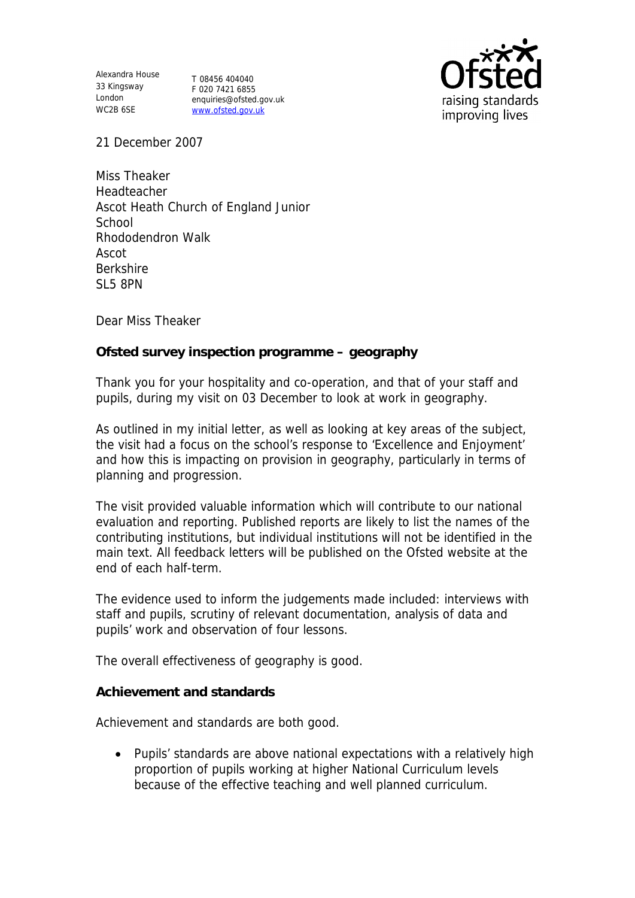Alexandra House
33 Kingsway
London
WC2B 6SE

T 08456 404040
F 020 7421 6855
enquiries@ofsted.gov.uk
www.ofsted.gov.uk

Ofsted raising standards improving lives

21 December 2007

Miss Theaker
Headteacher
Ascot Heath Church of England Junior School
Rhododendron Walk
Ascot
Berkshire
SL5 8PN

Dear Miss Theaker

**Ofsted survey inspection programme – geography**

Thank you for your hospitality and co-operation, and that of your staff and pupils, during my visit on 03 December to look at work in geography.

As outlined in my initial letter, as well as looking at key areas of the subject, the visit had a focus on the school's response to 'Excellence and Enjoyment' and how this is impacting on provision in geography, particularly in terms of planning and progression.

The visit provided valuable information which will contribute to our national evaluation and reporting. Published reports are likely to list the names of the contributing institutions, but individual institutions will not be identified in the main text. All feedback letters will be published on the Ofsted website at the end of each half-term.

The evidence used to inform the judgements made included: interviews with staff and pupils, scrutiny of relevant documentation, analysis of data and pupils' work and observation of four lessons.

The overall effectiveness of geography is good.

**Achievement and standards**

Achievement and standards are both good.

- Pupils' standards are above national expectations with a relatively high proportion of pupils working at higher National Curriculum levels because of the effective teaching and well planned curriculum.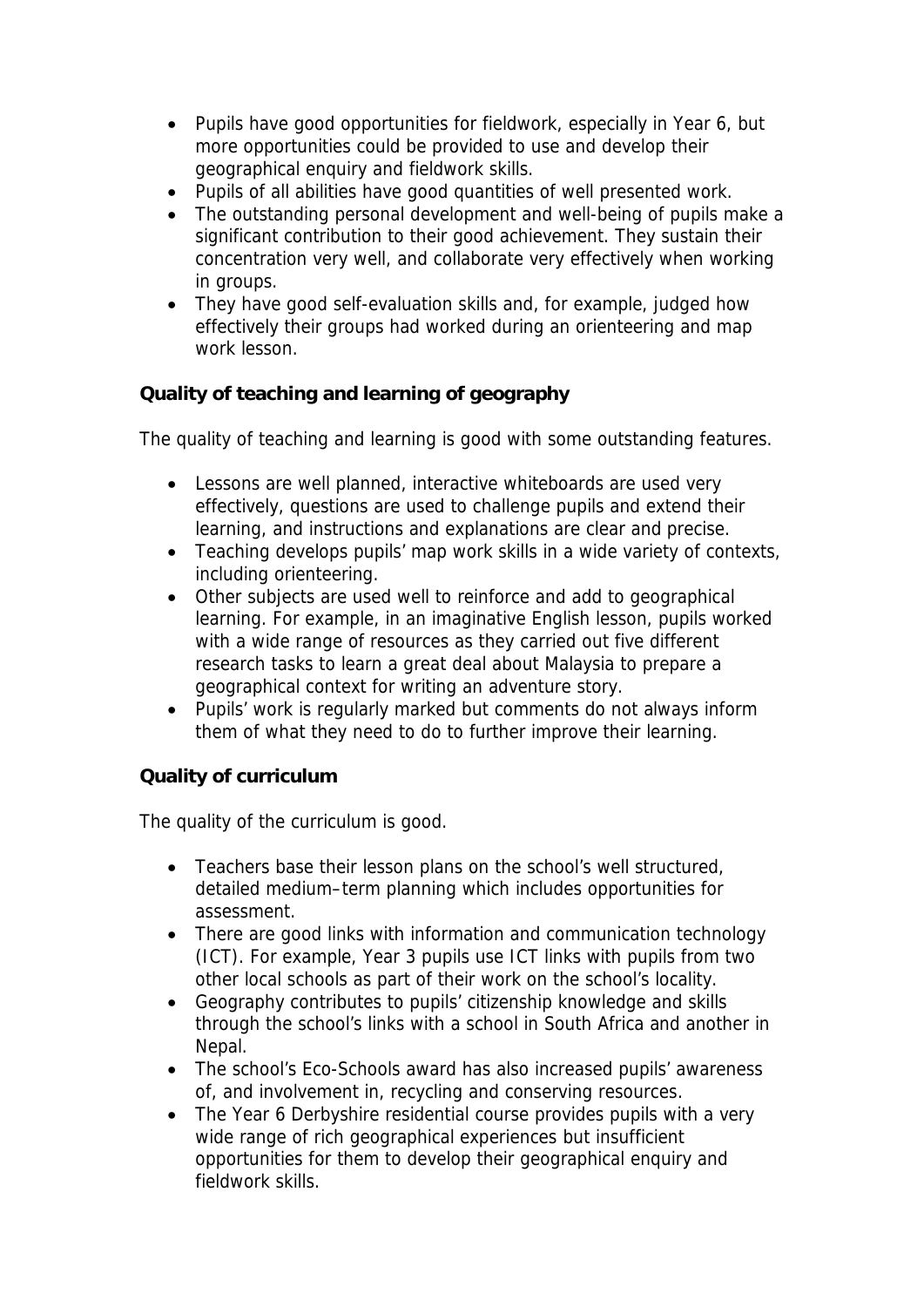- Pupils have good opportunities for fieldwork, especially in Year 6, but more opportunities could be provided to use and develop their geographical enquiry and fieldwork skills.
- Pupils of all abilities have good quantities of well presented work.
- The outstanding personal development and well-being of pupils make a significant contribution to their good achievement. They sustain their concentration very well, and collaborate very effectively when working in groups.
- They have good self-evaluation skills and, for example, judged how effectively their groups had worked during an orienteering and map work lesson.

**Quality of teaching and learning of geography**

The quality of teaching and learning is good with some outstanding features.

- Lessons are well planned, interactive whiteboards are used very effectively, questions are used to challenge pupils and extend their learning, and instructions and explanations are clear and precise.
- Teaching develops pupils' map work skills in a wide variety of contexts, including orienteering.
- Other subjects are used well to reinforce and add to geographical learning. For example, in an imaginative English lesson, pupils worked with a wide range of resources as they carried out five different research tasks to learn a great deal about Malaysia to prepare a geographical context for writing an adventure story.
- Pupils' work is regularly marked but comments do not always inform them of what they need to do to further improve their learning.

**Quality of curriculum**

The quality of the curriculum is good.

- Teachers base their lesson plans on the school's well structured, detailed medium–term planning which includes opportunities for assessment.
- There are good links with information and communication technology (ICT). For example, Year 3 pupils use ICT links with pupils from two other local schools as part of their work on the school's locality.
- Geography contributes to pupils' citizenship knowledge and skills through the school's links with a school in South Africa and another in Nepal.
- The school's Eco-Schools award has also increased pupils' awareness of, and involvement in, recycling and conserving resources.
- The Year 6 Derbyshire residential course provides pupils with a very wide range of rich geographical experiences but insufficient opportunities for them to develop their geographical enquiry and fieldwork skills.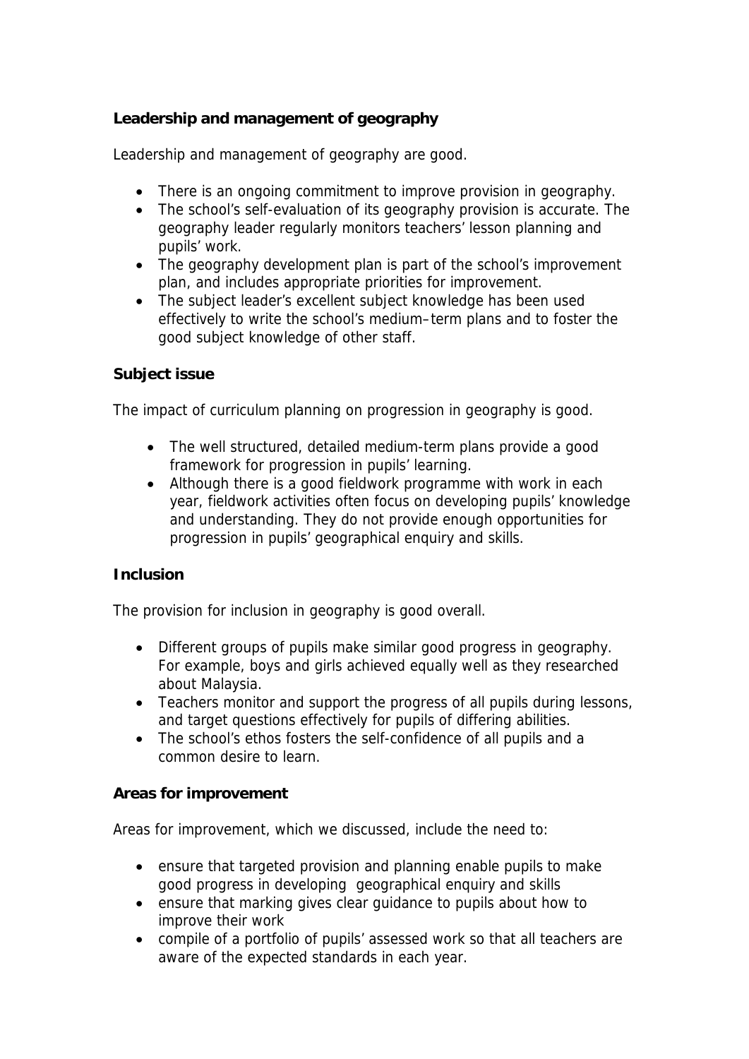**Leadership and management of geography**

Leadership and management of geography are good.

- There is an ongoing commitment to improve provision in geography.
- The school's self-evaluation of its geography provision is accurate. The geography leader regularly monitors teachers' lesson planning and pupils' work.
- The geography development plan is part of the school's improvement plan, and includes appropriate priorities for improvement.
- The subject leader's excellent subject knowledge has been used effectively to write the school's medium–term plans and to foster the good subject knowledge of other staff.

**Subject issue**

The impact of curriculum planning on progression in geography is good.

- The well structured, detailed medium-term plans provide a good framework for progression in pupils' learning.
- Although there is a good fieldwork programme with work in each year, fieldwork activities often focus on developing pupils' knowledge and understanding. They do not provide enough opportunities for progression in pupils' geographical enquiry and skills.

**Inclusion**

The provision for inclusion in geography is good overall.

- Different groups of pupils make similar good progress in geography. For example, boys and girls achieved equally well as they researched about Malaysia.
- Teachers monitor and support the progress of all pupils during lessons, and target questions effectively for pupils of differing abilities.
- The school's ethos fosters the self-confidence of all pupils and a common desire to learn.

**Areas for improvement**

Areas for improvement, which we discussed, include the need to:

- ensure that targeted provision and planning enable pupils to make good progress in developing geographical enquiry and skills
- ensure that marking gives clear guidance to pupils about how to improve their work
- compile of a portfolio of pupils' assessed work so that all teachers are aware of the expected standards in each year.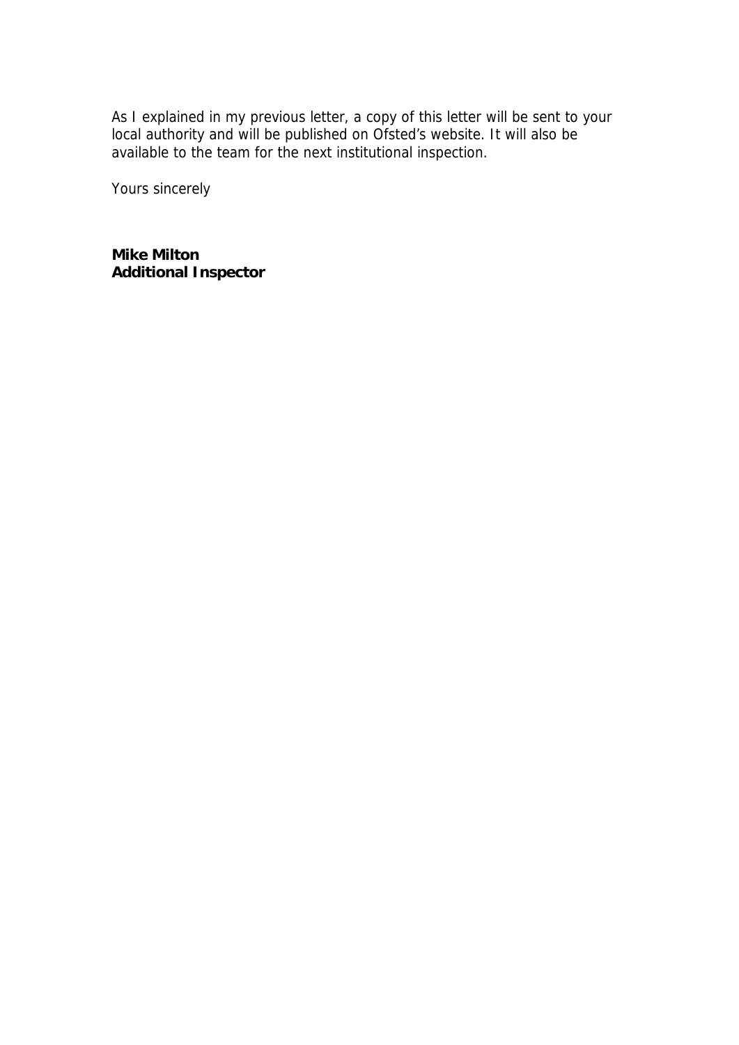As I explained in my previous letter, a copy of this letter will be sent to your local authority and will be published on Ofsted's website. It will also be available to the team for the next institutional inspection.

Yours sincerely

**Mike Milton**
**Additional Inspector**